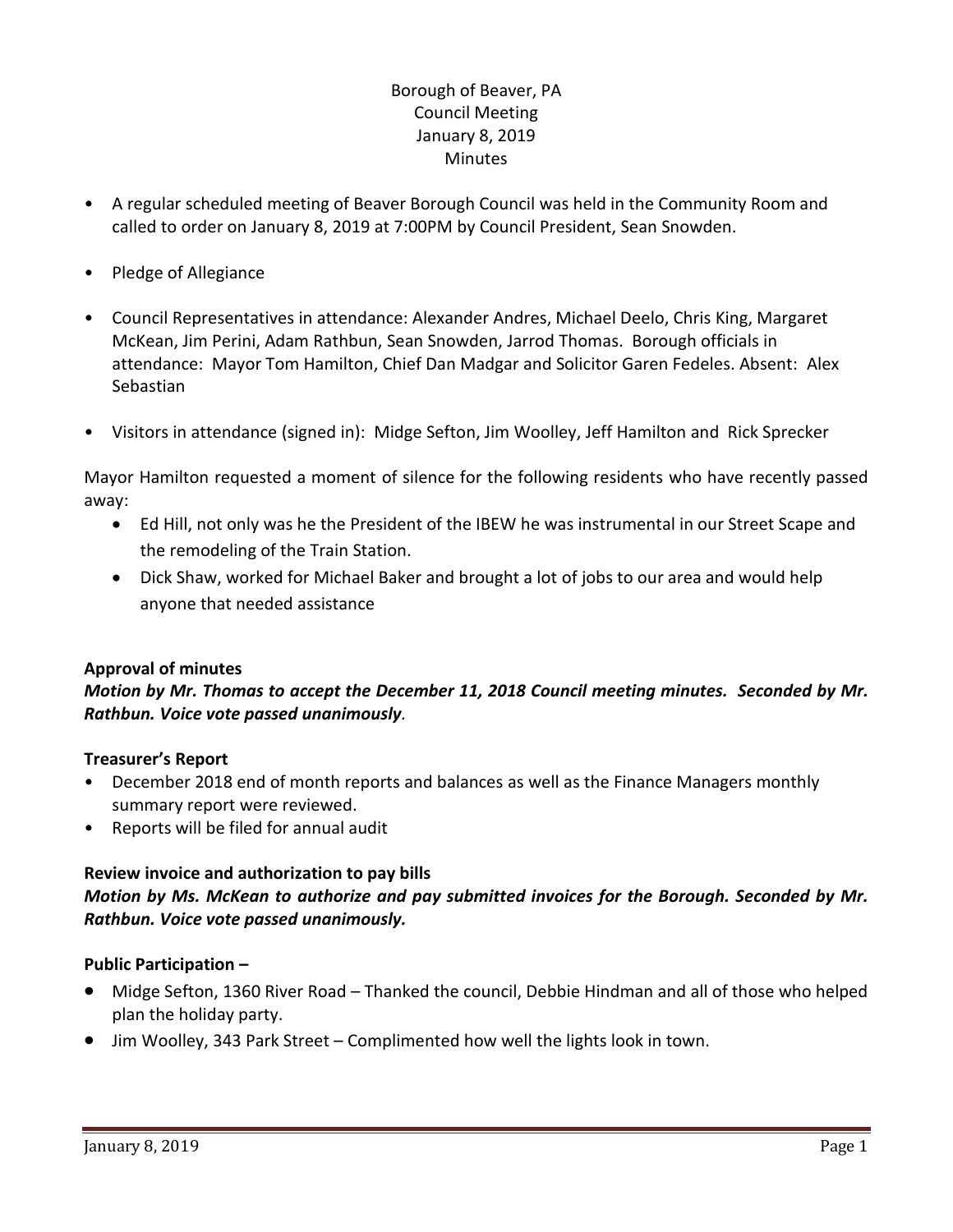Borough of Beaver, PA
Council Meeting
January 8, 2019
Minutes

- A regular scheduled meeting of Beaver Borough Council was held in the Community Room and called to order on January 8, 2019 at 7:00PM by Council President, Sean Snowden.
- Pledge of Allegiance
- Council Representatives in attendance: Alexander Andres, Michael Deelo, Chris King, Margaret McKean, Jim Perini, Adam Rathbun, Sean Snowden, Jarrod Thomas. Borough officials in attendance: Mayor Tom Hamilton, Chief Dan Madgar and Solicitor Garen Fedeles. Absent: Alex Sebastian
- Visitors in attendance (signed in): Midge Sefton, Jim Woolley, Jeff Hamilton and Rick Sprecker

Mayor Hamilton requested a moment of silence for the following residents who have recently passed away:

- Ed Hill, not only was he the President of the IBEW he was instrumental in our Street Scape and the remodeling of the Train Station.
- Dick Shaw, worked for Michael Baker and brought a lot of jobs to our area and would help anyone that needed assistance

**Approval of minutes**

***Motion by Mr. Thomas to accept the December 11, 2018 Council meeting minutes. Seconded by Mr. Rathbun. Voice vote passed unanimously.***

**Treasurer's Report**

- December 2018 end of month reports and balances as well as the Finance Managers monthly summary report were reviewed.
- Reports will be filed for annual audit

**Review invoice and authorization to pay bills**

***Motion by Ms. McKean to authorize and pay submitted invoices for the Borough. Seconded by Mr. Rathbun. Voice vote passed unanimously.***

**Public Participation –**

- Midge Sefton, 1360 River Road – Thanked the council, Debbie Hindman and all of those who helped plan the holiday party.
- Jim Woolley, 343 Park Street – Complimented how well the lights look in town.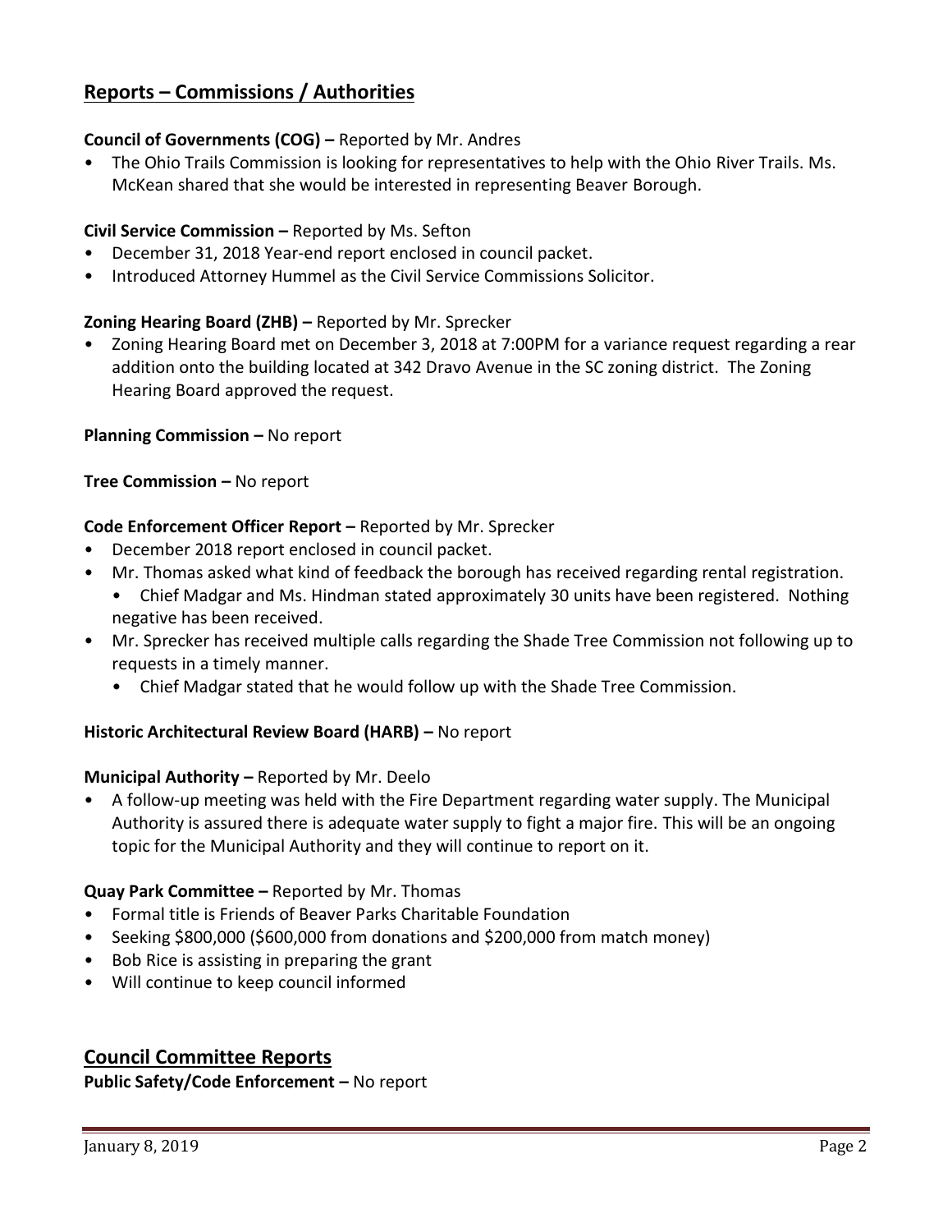## Reports – Commissions / Authorities

**Council of Governments (COG) –** Reported by Mr. Andres

- The Ohio Trails Commission is looking for representatives to help with the Ohio River Trails. Ms. McKean shared that she would be interested in representing Beaver Borough.

**Civil Service Commission –** Reported by Ms. Sefton

- December 31, 2018 Year-end report enclosed in council packet.
- Introduced Attorney Hummel as the Civil Service Commissions Solicitor.

**Zoning Hearing Board (ZHB) –** Reported by Mr. Sprecker

- Zoning Hearing Board met on December 3, 2018 at 7:00PM for a variance request regarding a rear addition onto the building located at 342 Dravo Avenue in the SC zoning district. The Zoning Hearing Board approved the request.

**Planning Commission –** No report

**Tree Commission –** No report

**Code Enforcement Officer Report –** Reported by Mr. Sprecker

- December 2018 report enclosed in council packet.
- Mr. Thomas asked what kind of feedback the borough has received regarding rental registration.
  - Chief Madgar and Ms. Hindman stated approximately 30 units have been registered. Nothing negative has been received.
- Mr. Sprecker has received multiple calls regarding the Shade Tree Commission not following up to requests in a timely manner.
  - Chief Madgar stated that he would follow up with the Shade Tree Commission.

**Historic Architectural Review Board (HARB) –** No report

**Municipal Authority –** Reported by Mr. Deelo

- A follow-up meeting was held with the Fire Department regarding water supply. The Municipal Authority is assured there is adequate water supply to fight a major fire. This will be an ongoing topic for the Municipal Authority and they will continue to report on it.

**Quay Park Committee –** Reported by Mr. Thomas

- Formal title is Friends of Beaver Parks Charitable Foundation
- Seeking $800,000 ($600,000 from donations and $200,000 from match money)
- Bob Rice is assisting in preparing the grant
- Will continue to keep council informed

## Council Committee Reports

**Public Safety/Code Enforcement –** No report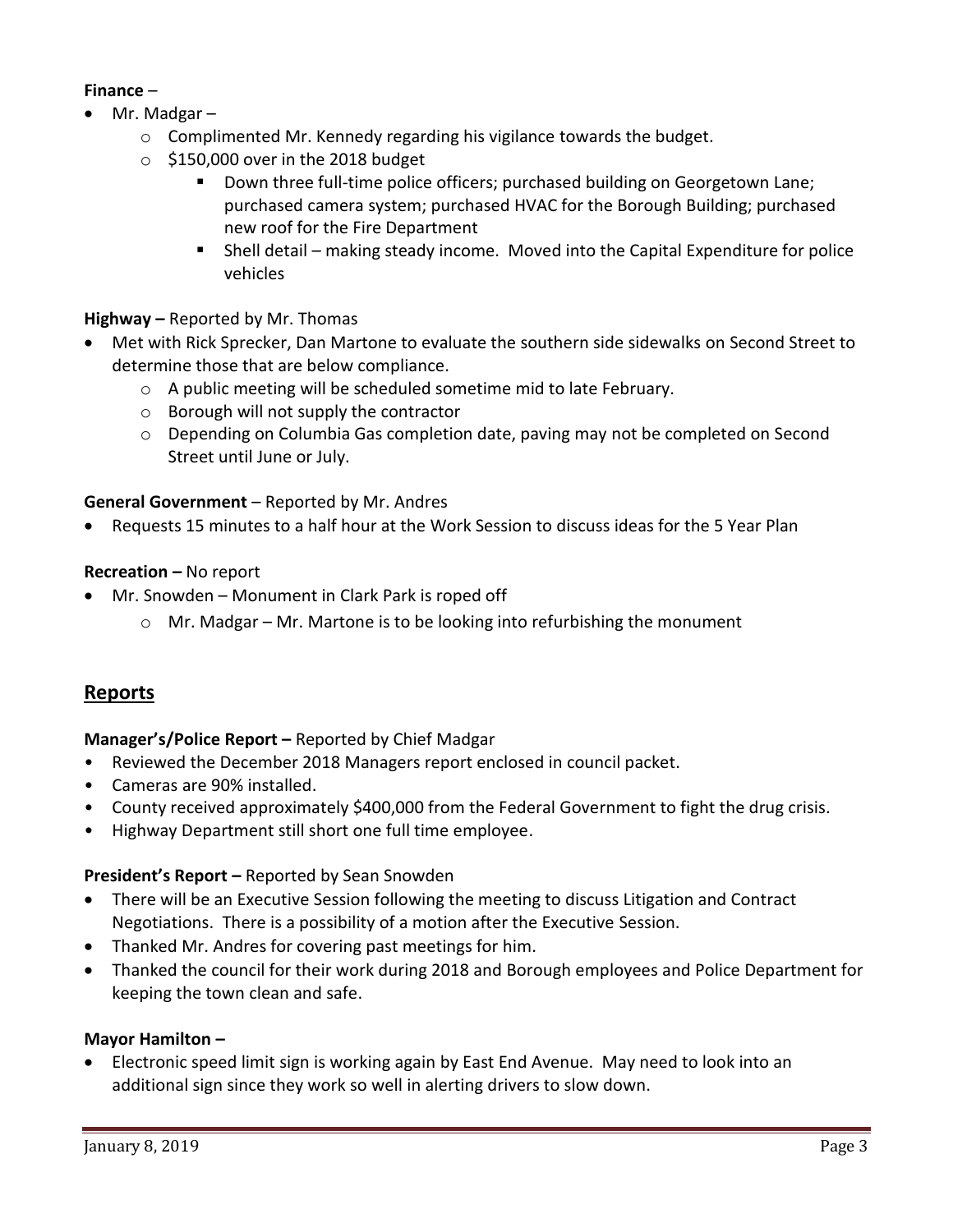**Finance** –

- Mr. Madgar –
    - Complimented Mr. Kennedy regarding his vigilance towards the budget.
    - $150,000 over in the 2018 budget
        - Down three full-time police officers; purchased building on Georgetown Lane; purchased camera system; purchased HVAC for the Borough Building; purchased new roof for the Fire Department
        - Shell detail – making steady income. Moved into the Capital Expenditure for police vehicles

**Highway –** Reported by Mr. Thomas

- Met with Rick Sprecker, Dan Martone to evaluate the southern side sidewalks on Second Street to determine those that are below compliance.
    - A public meeting will be scheduled sometime mid to late February.
    - Borough will not supply the contractor
    - Depending on Columbia Gas completion date, paving may not be completed on Second Street until June or July.

**General Government** – Reported by Mr. Andres

- Requests 15 minutes to a half hour at the Work Session to discuss ideas for the 5 Year Plan

**Recreation –** No report

- Mr. Snowden – Monument in Clark Park is roped off
    - Mr. Madgar – Mr. Martone is to be looking into refurbishing the monument

## Reports

**Manager's/Police Report –** Reported by Chief Madgar

- Reviewed the December 2018 Managers report enclosed in council packet.
- Cameras are 90% installed.
- County received approximately $400,000 from the Federal Government to fight the drug crisis.
- Highway Department still short one full time employee.

**President's Report –** Reported by Sean Snowden

- There will be an Executive Session following the meeting to discuss Litigation and Contract Negotiations. There is a possibility of a motion after the Executive Session.
- Thanked Mr. Andres for covering past meetings for him.
- Thanked the council for their work during 2018 and Borough employees and Police Department for keeping the town clean and safe.

**Mayor Hamilton –**

- Electronic speed limit sign is working again by East End Avenue. May need to look into an additional sign since they work so well in alerting drivers to slow down.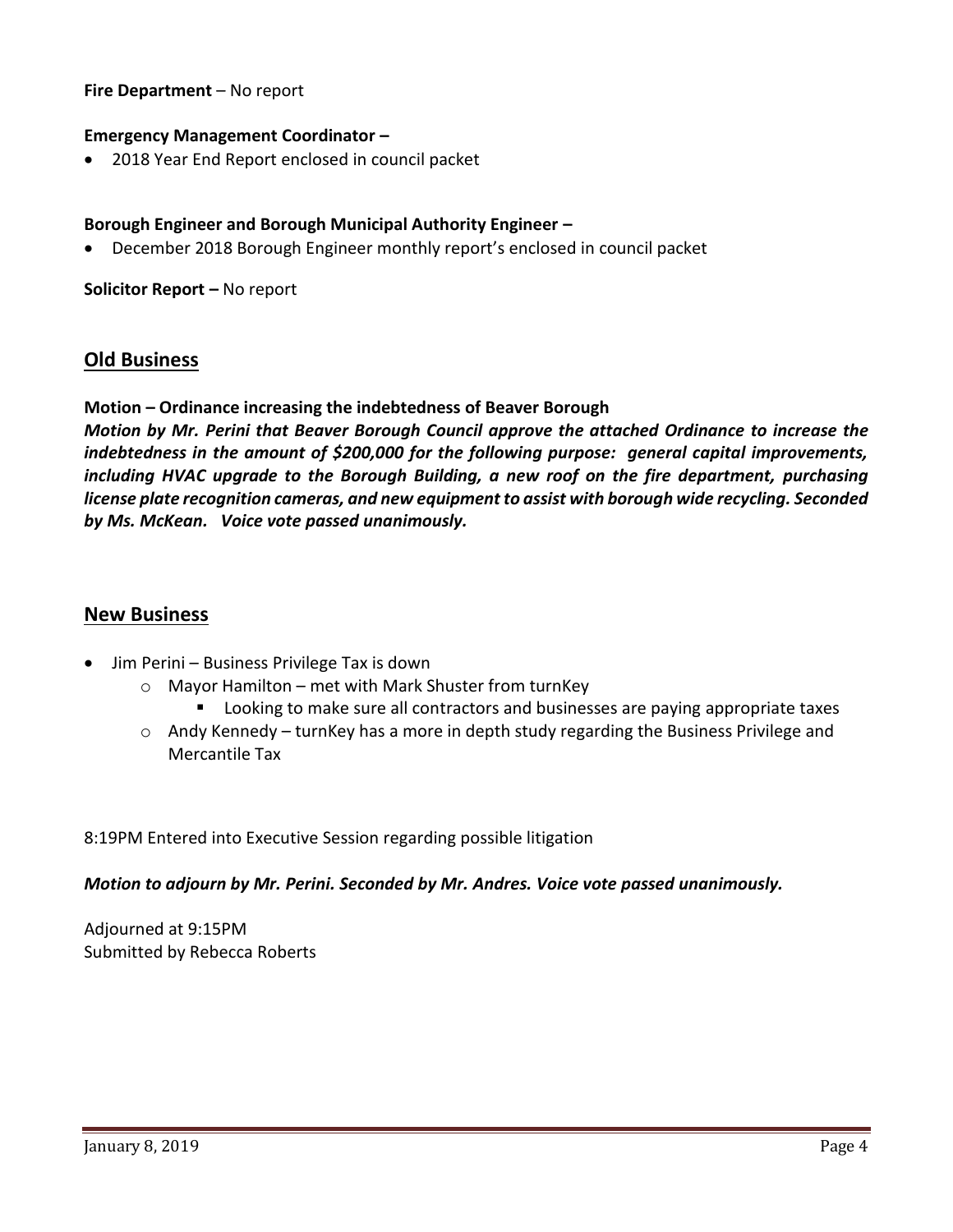**Fire Department** – No report

**Emergency Management Coordinator –**

- 2018 Year End Report enclosed in council packet

**Borough Engineer and Borough Municipal Authority Engineer –**

- December 2018 Borough Engineer monthly report's enclosed in council packet

**Solicitor Report –** No report

## Old Business

**Motion – Ordinance increasing the indebtedness of Beaver Borough**

***Motion by Mr. Perini that Beaver Borough Council approve the attached Ordinance to increase the indebtedness in the amount of $200,000 for the following purpose: general capital improvements, including HVAC upgrade to the Borough Building, a new roof on the fire department, purchasing license plate recognition cameras, and new equipment to assist with borough wide recycling. Seconded by Ms. McKean. Voice vote passed unanimously.***

## New Business

- Jim Perini – Business Privilege Tax is down
  - Mayor Hamilton – met with Mark Shuster from turnKey
    - Looking to make sure all contractors and businesses are paying appropriate taxes
  - Andy Kennedy – turnKey has a more in depth study regarding the Business Privilege and Mercantile Tax

8:19PM Entered into Executive Session regarding possible litigation

***Motion to adjourn by Mr. Perini. Seconded by Mr. Andres. Voice vote passed unanimously.***

Adjourned at 9:15PM
Submitted by Rebecca Roberts